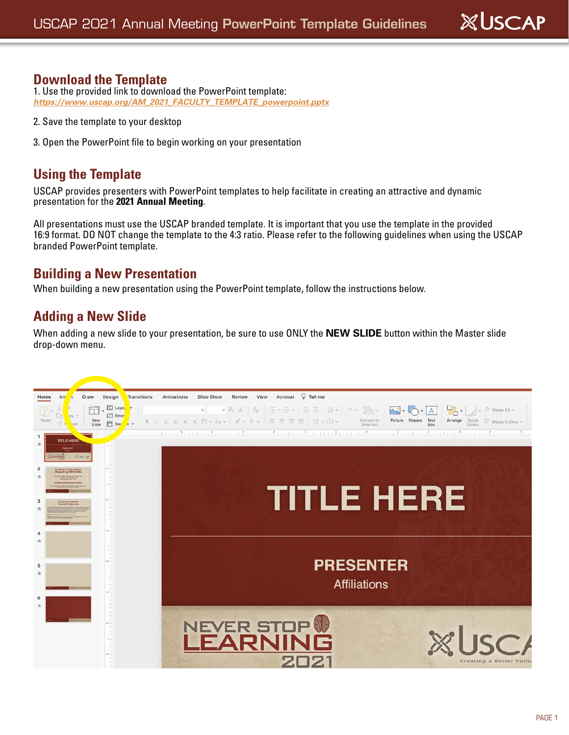## Download the Template

1. Use the provided link to download the PowerPoint template:
*https://www.uscap.org/AM_2021_FACULTY_TEMPLATE_powerpoint.pptx*

2. Save the template to your desktop

3. Open the PowerPoint file to begin working on your presentation

## Using the Template

USCAP provides presenters with PowerPoint templates to help facilitate in creating an attractive and dynamic presentation for the **2021 Annual Meeting**.

All presentations must use the USCAP branded template. It is important that you use the template in the provided 16:9 format. DO NOT change the template to the 4:3 ratio. Please refer to the following guidelines when using the USCAP branded PowerPoint template.

## Building a New Presentation

When building a new presentation using the PowerPoint template, follow the instructions below.

## Adding a New Slide

When adding a new slide to your presentation, be sure to use ONLY the **NEW SLIDE** button within the Master slide drop-down menu.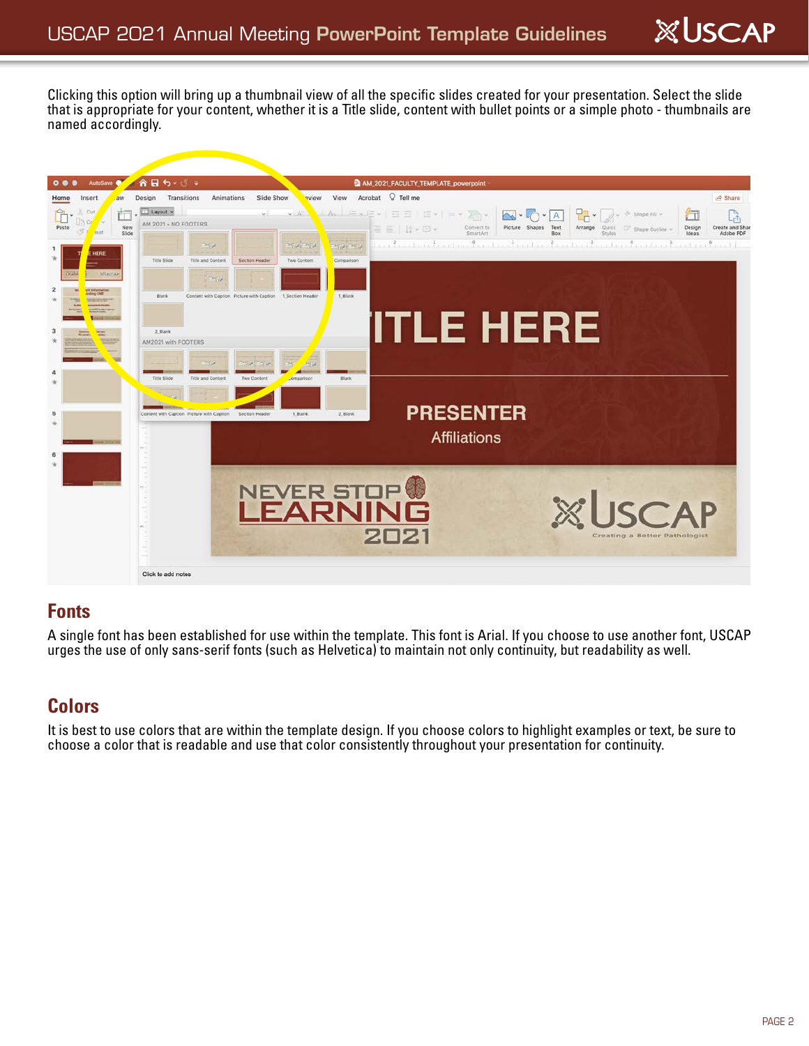Clicking this option will bring up a thumbnail view of all the specific slides created for your presentation. Select the slide that is appropriate for your content, whether it is a Title slide, content with bullet points or a simple photo - thumbnails are named accordingly.

## Fonts

A single font has been established for use within the template. This font is Arial. If you choose to use another font, USCAP urges the use of only sans-serif fonts (such as Helvetica) to maintain not only continuity, but readability as well.

## Colors

It is best to use colors that are within the template design. If you choose colors to highlight examples or text, be sure to choose a color that is readable and use that color consistently throughout your presentation for continuity.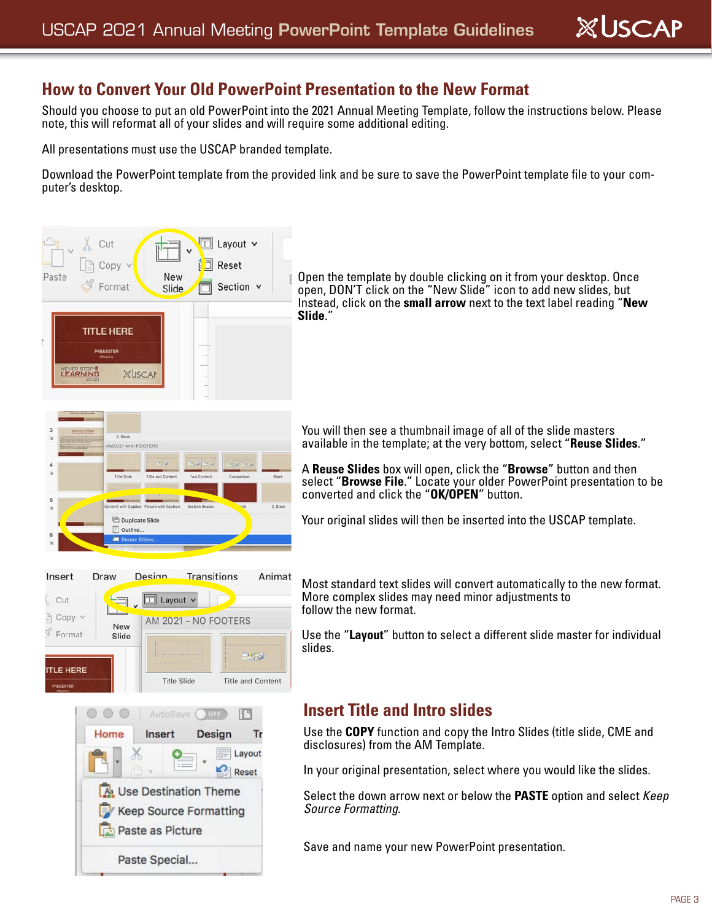## How to Convert Your Old PowerPoint Presentation to the New Format

Should you choose to put an old PowerPoint into the 2021 Annual Meeting Template, follow the instructions below. Please note, this will reformat all of your slides and will require some additional editing.

All presentations must use the USCAP branded template.

Download the PowerPoint template from the provided link and be sure to save the PowerPoint template file to your computer's desktop.

Open the template by double clicking on it from your desktop. Once open, DON'T click on the "New Slide" icon to add new slides, but Instead, click on the **small arrow** next to the text label reading "**New Slide**."

You will then see a thumbnail image of all of the slide masters available in the template; at the very bottom, select "**Reuse Slides**."

A **Reuse Slides** box will open, click the "**Browse**" button and then select "**Browse File**." Locate your older PowerPoint presentation to be converted and click the "**OK/OPEN**" button.

Your original slides will then be inserted into the USCAP template.

Most standard text slides will convert automatically to the new format. More complex slides may need minor adjustments to follow the new format.

Use the "**Layout**" button to select a different slide master for individual slides.

## Insert Title and Intro slides

Use the **COPY** function and copy the Intro Slides (title slide, CME and disclosures) from the AM Template.

In your original presentation, select where you would like the slides.

Select the down arrow next or below the **PASTE** option and select *Keep Source Formatting*.

Save and name your new PowerPoint presentation.